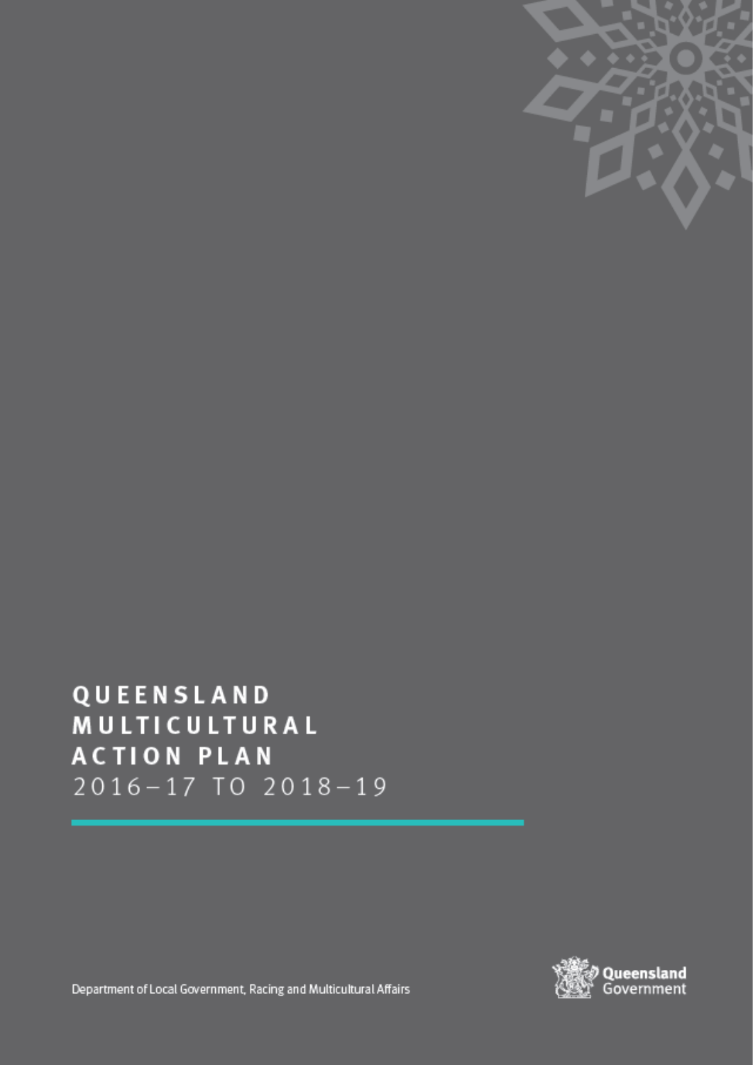# QUEENSLAND MULTICULTURAL ACTION PLAN

2016–17 TO 2018–19

Department of Local Government, Racing and Multicultural Affairs

Queensland Government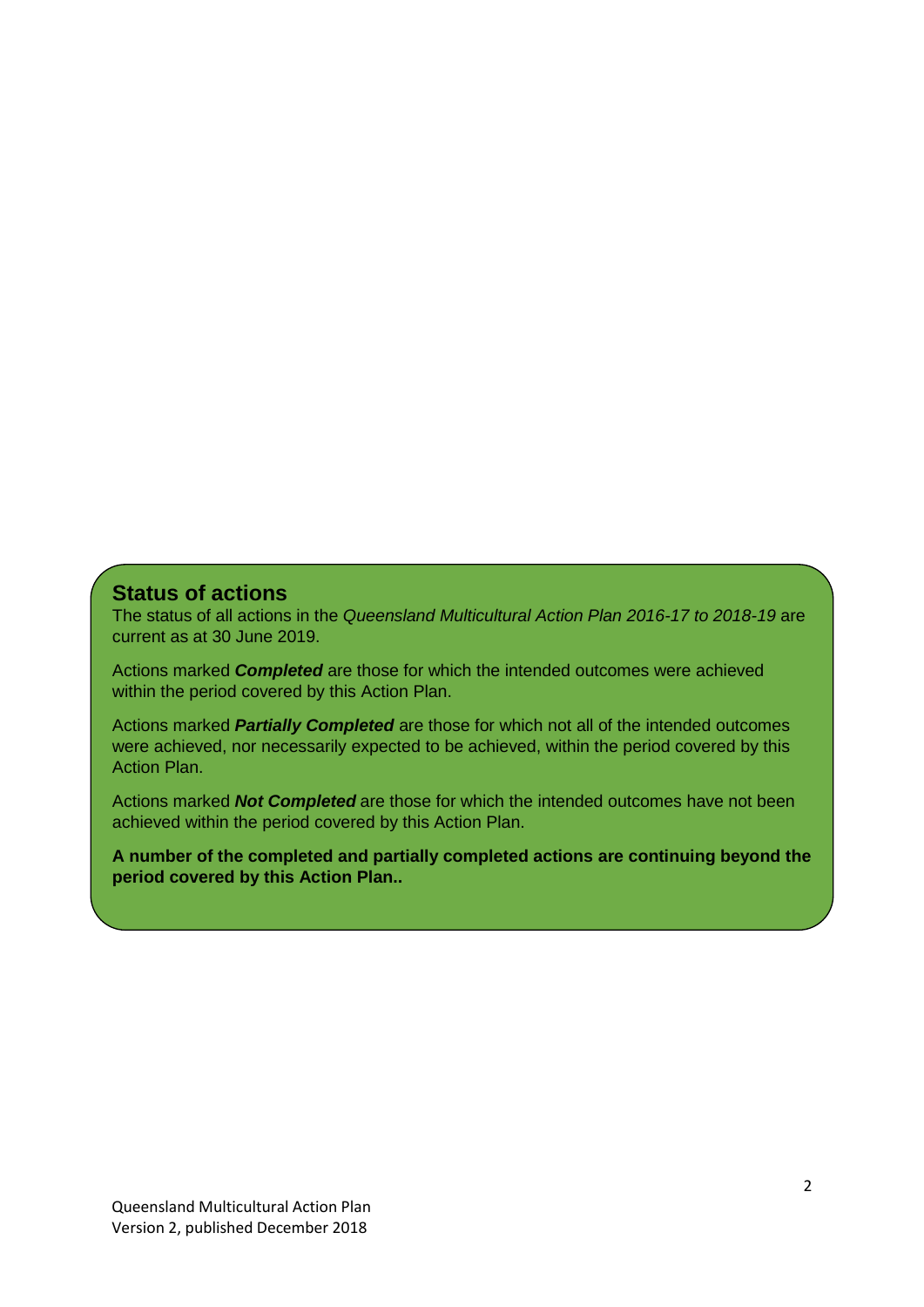## Status of actions

The status of all actions in the *Queensland Multicultural Action Plan 2016-17 to 2018-19* are current as at 30 June 2019.

Actions marked ***Completed*** are those for which the intended outcomes were achieved within the period covered by this Action Plan.

Actions marked ***Partially Completed*** are those for which not all of the intended outcomes were achieved, nor necessarily expected to be achieved, within the period covered by this Action Plan.

Actions marked ***Not Completed*** are those for which the intended outcomes have not been achieved within the period covered by this Action Plan.

**A number of the completed and partially completed actions are continuing beyond the period covered by this Action Plan..**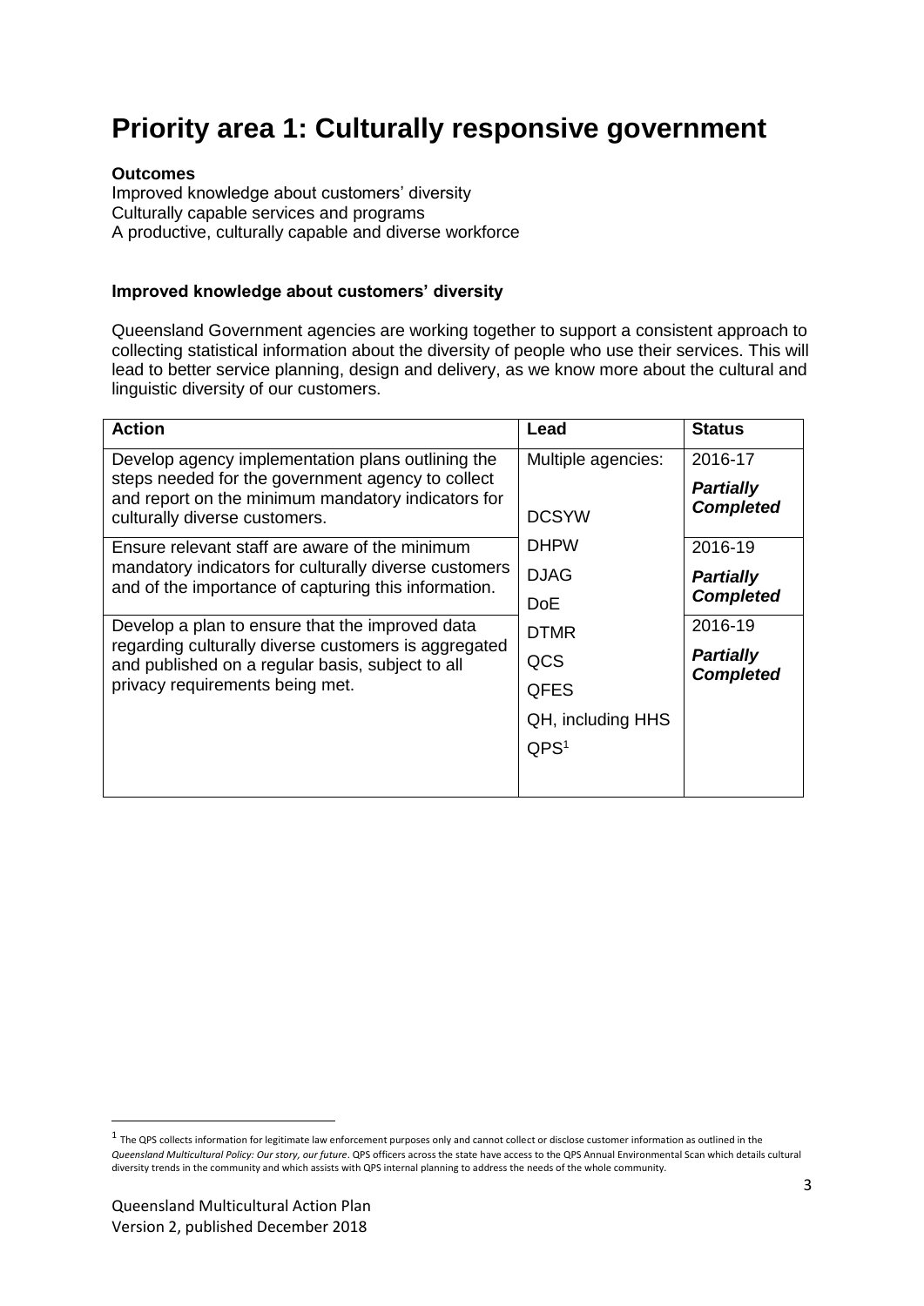# Priority area 1: Culturally responsive government

**Outcomes**

Improved knowledge about customers' diversity
Culturally capable services and programs
A productive, culturally capable and diverse workforce

### Improved knowledge about customers' diversity

Queensland Government agencies are working together to support a consistent approach to collecting statistical information about the diversity of people who use their services. This will lead to better service planning, design and delivery, as we know more about the cultural and linguistic diversity of our customers.

| Action | Lead | Status |
|---|---|---|
| Develop agency implementation plans outlining the steps needed for the government agency to collect and report on the minimum mandatory indicators for culturally diverse customers. | Multiple agencies: DCSYW DHPW DJAG DoE DTMR QCS QFES QH, including HHS QPS[1] | 2016-17 ***Partially Completed*** |
| Ensure relevant staff are aware of the minimum mandatory indicators for culturally diverse customers and of the importance of capturing this information. | | 2016-19 ***Partially Completed*** |
| Develop a plan to ensure that the improved data regarding culturally diverse customers is aggregated and published on a regular basis, subject to all privacy requirements being met. | | 2016-19 ***Partially Completed*** |

[1] The QPS collects information for legitimate law enforcement purposes only and cannot collect or disclose customer information as outlined in the *Queensland Multicultural Policy: Our story, our future*. QPS officers across the state have access to the QPS Annual Environmental Scan which details cultural diversity trends in the community and which assists with QPS internal planning to address the needs of the whole community.

Queensland Multicultural Action Plan
Version 2, published December 2018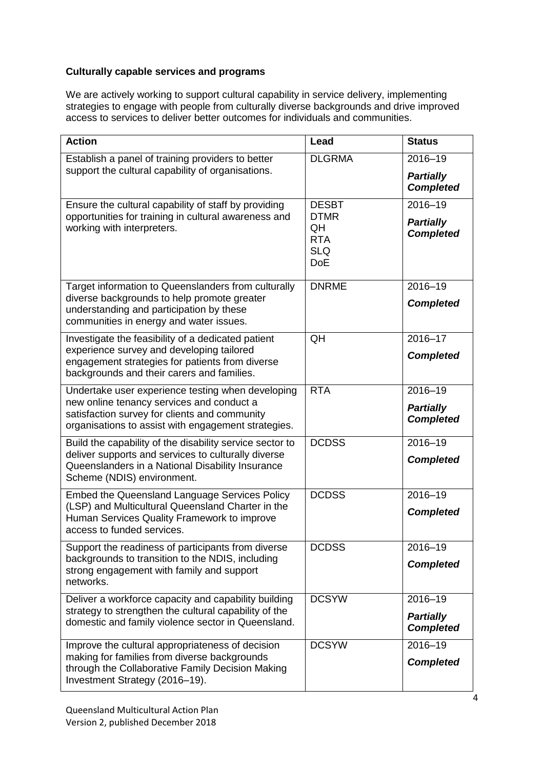**Culturally capable services and programs**

We are actively working to support cultural capability in service delivery, implementing strategies to engage with people from culturally diverse backgrounds and drive improved access to services to deliver better outcomes for individuals and communities.

| Action | Lead | Status |
|---|---|---|
| Establish a panel of training providers to better support the cultural capability of organisations. | DLGRMA | 2016–19 ***Partially Completed*** |
| Ensure the cultural capability of staff by providing opportunities for training in cultural awareness and working with interpreters. | DESBT DTMR QH RTA SLQ DoE | 2016–19 ***Partially Completed*** |
| Target information to Queenslanders from culturally diverse backgrounds to help promote greater understanding and participation by these communities in energy and water issues. | DNRME | 2016–19 ***Completed*** |
| Investigate the feasibility of a dedicated patient experience survey and developing tailored engagement strategies for patients from diverse backgrounds and their carers and families. | QH | 2016–17 ***Completed*** |
| Undertake user experience testing when developing new online tenancy services and conduct a satisfaction survey for clients and community organisations to assist with engagement strategies. | RTA | 2016–19 ***Partially Completed*** |
| Build the capability of the disability service sector to deliver supports and services to culturally diverse Queenslanders in a National Disability Insurance Scheme (NDIS) environment. | DCDSS | 2016–19 ***Completed*** |
| Embed the Queensland Language Services Policy (LSP) and Multicultural Queensland Charter in the Human Services Quality Framework to improve access to funded services. | DCDSS | 2016–19 ***Completed*** |
| Support the readiness of participants from diverse backgrounds to transition to the NDIS, including strong engagement with family and support networks. | DCDSS | 2016–19 ***Completed*** |
| Deliver a workforce capacity and capability building strategy to strengthen the cultural capability of the domestic and family violence sector in Queensland. | DCSYW | 2016–19 ***Partially Completed*** |
| Improve the cultural appropriateness of decision making for families from diverse backgrounds through the Collaborative Family Decision Making Investment Strategy (2016–19). | DCSYW | 2016–19 ***Completed*** |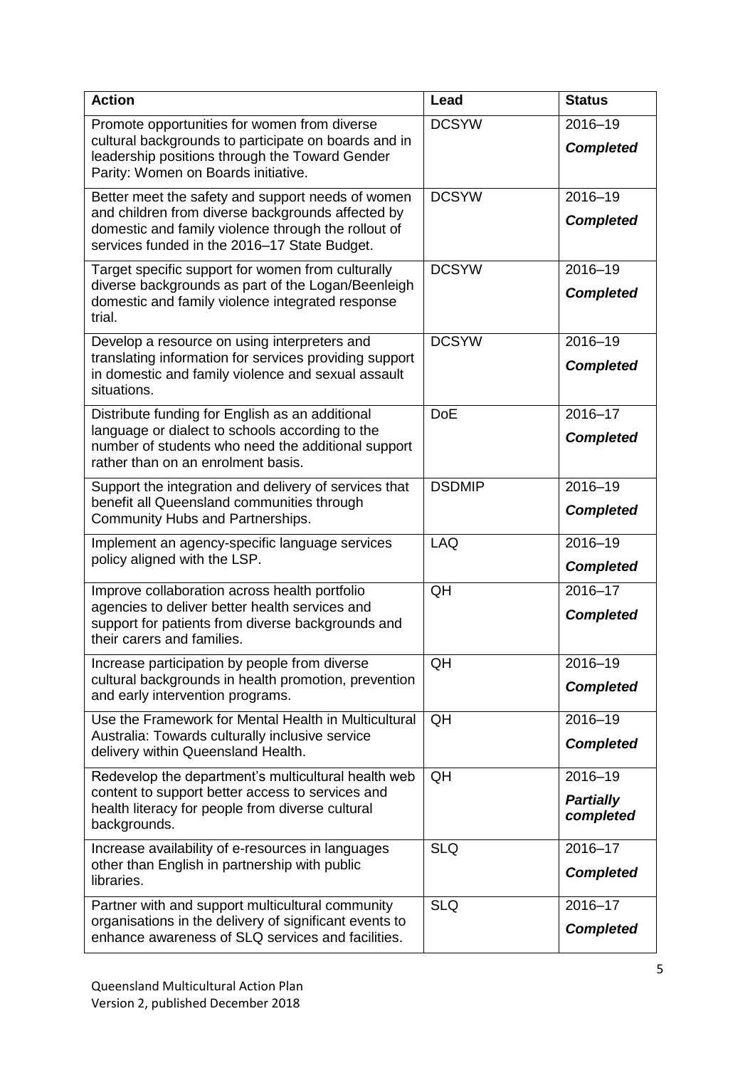| Action | Lead | Status |
|---|---|---|
| Promote opportunities for women from diverse cultural backgrounds to participate on boards and in leadership positions through the Toward Gender Parity: Women on Boards initiative. | DCSYW | 2016–19 ***Completed*** |
| Better meet the safety and support needs of women and children from diverse backgrounds affected by domestic and family violence through the rollout of services funded in the 2016–17 State Budget. | DCSYW | 2016–19 ***Completed*** |
| Target specific support for women from culturally diverse backgrounds as part of the Logan/Beenleigh domestic and family violence integrated response trial. | DCSYW | 2016–19 ***Completed*** |
| Develop a resource on using interpreters and translating information for services providing support in domestic and family violence and sexual assault situations. | DCSYW | 2016–19 ***Completed*** |
| Distribute funding for English as an additional language or dialect to schools according to the number of students who need the additional support rather than on an enrolment basis. | DoE | 2016–17 ***Completed*** |
| Support the integration and delivery of services that benefit all Queensland communities through Community Hubs and Partnerships. | DSDMIP | 2016–19 ***Completed*** |
| Implement an agency-specific language services policy aligned with the LSP. | LAQ | 2016–19 ***Completed*** |
| Improve collaboration across health portfolio agencies to deliver better health services and support for patients from diverse backgrounds and their carers and families. | QH | 2016–17 ***Completed*** |
| Increase participation by people from diverse cultural backgrounds in health promotion, prevention and early intervention programs. | QH | 2016–19 ***Completed*** |
| Use the Framework for Mental Health in Multicultural Australia: Towards culturally inclusive service delivery within Queensland Health. | QH | 2016–19 ***Completed*** |
| Redevelop the department's multicultural health web content to support better access to services and health literacy for people from diverse cultural backgrounds. | QH | 2016–19 ***Partially completed*** |
| Increase availability of e-resources in languages other than English in partnership with public libraries. | SLQ | 2016–17 ***Completed*** |
| Partner with and support multicultural community organisations in the delivery of significant events to enhance awareness of SLQ services and facilities. | SLQ | 2016–17 ***Completed*** |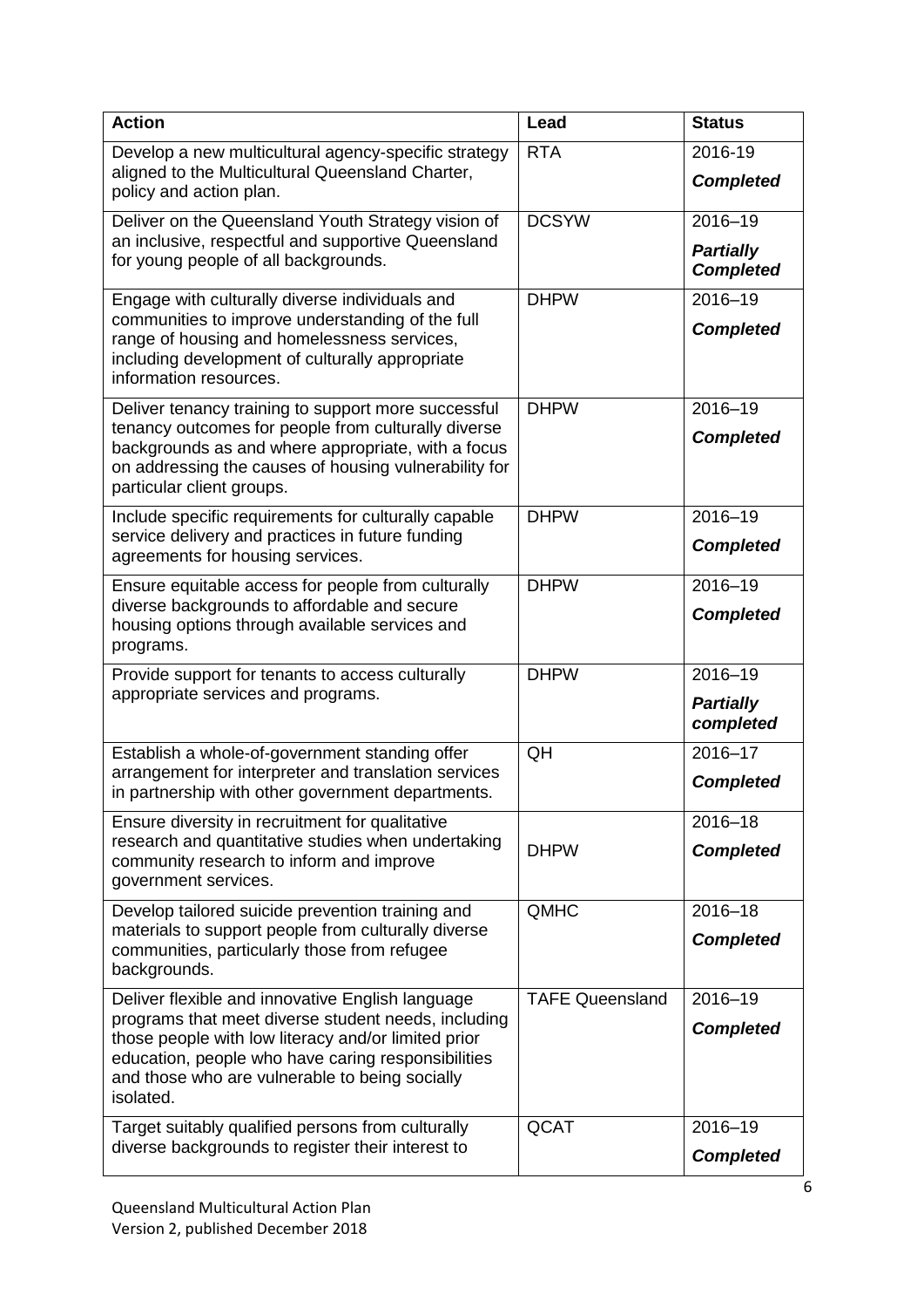| Action | Lead | Status |
| --- | --- | --- |
| Develop a new multicultural agency-specific strategy aligned to the Multicultural Queensland Charter, policy and action plan. | RTA | 2016-19 ***Completed*** |
| Deliver on the Queensland Youth Strategy vision of an inclusive, respectful and supportive Queensland for young people of all backgrounds. | DCSYW | 2016–19 ***Partially Completed*** |
| Engage with culturally diverse individuals and communities to improve understanding of the full range of housing and homelessness services, including development of culturally appropriate information resources. | DHPW | 2016–19 ***Completed*** |
| Deliver tenancy training to support more successful tenancy outcomes for people from culturally diverse backgrounds as and where appropriate, with a focus on addressing the causes of housing vulnerability for particular client groups. | DHPW | 2016–19 ***Completed*** |
| Include specific requirements for culturally capable service delivery and practices in future funding agreements for housing services. | DHPW | 2016–19 ***Completed*** |
| Ensure equitable access for people from culturally diverse backgrounds to affordable and secure housing options through available services and programs. | DHPW | 2016–19 ***Completed*** |
| Provide support for tenants to access culturally appropriate services and programs. | DHPW | 2016–19 ***Partially completed*** |
| Establish a whole-of-government standing offer arrangement for interpreter and translation services in partnership with other government departments. | QH | 2016–17 ***Completed*** |
| Ensure diversity in recruitment for qualitative research and quantitative studies when undertaking community research to inform and improve government services. | DHPW | 2016–18 ***Completed*** |
| Develop tailored suicide prevention training and materials to support people from culturally diverse communities, particularly those from refugee backgrounds. | QMHC | 2016–18 ***Completed*** |
| Deliver flexible and innovative English language programs that meet diverse student needs, including those people with low literacy and/or limited prior education, people who have caring responsibilities and those who are vulnerable to being socially isolated. | TAFE Queensland | 2016–19 ***Completed*** |
| Target suitably qualified persons from culturally diverse backgrounds to register their interest to | QCAT | 2016–19 ***Completed*** |

Queensland Multicultural Action Plan
Version 2, published December 2018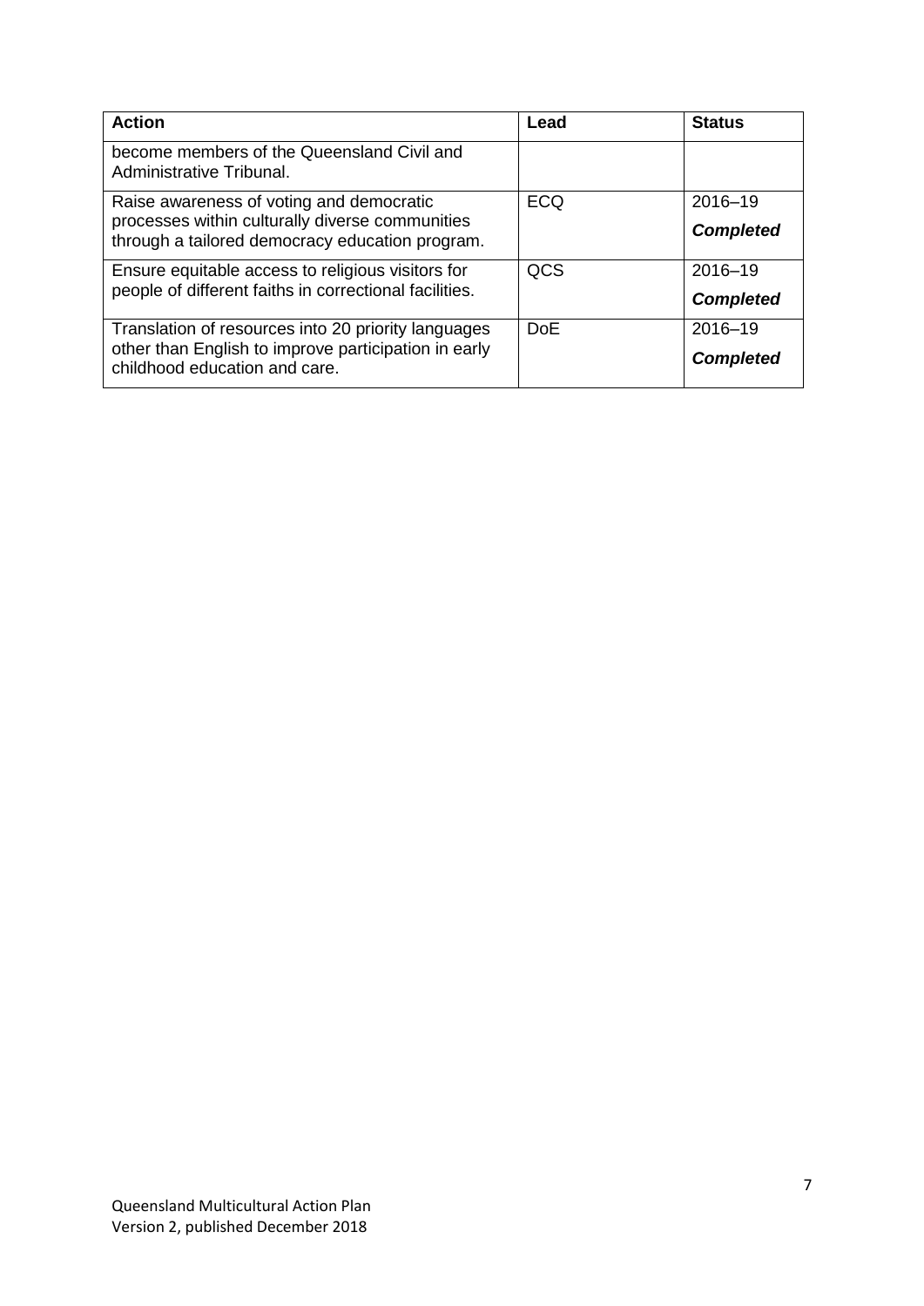| Action | Lead | Status |
| --- | --- | --- |
| become members of the Queensland Civil and Administrative Tribunal. | | |
| Raise awareness of voting and democratic processes within culturally diverse communities through a tailored democracy education program. | ECQ | 2016–19 ***Completed*** |
| Ensure equitable access to religious visitors for people of different faiths in correctional facilities. | QCS | 2016–19 ***Completed*** |
| Translation of resources into 20 priority languages other than English to improve participation in early childhood education and care. | DoE | 2016–19 ***Completed*** |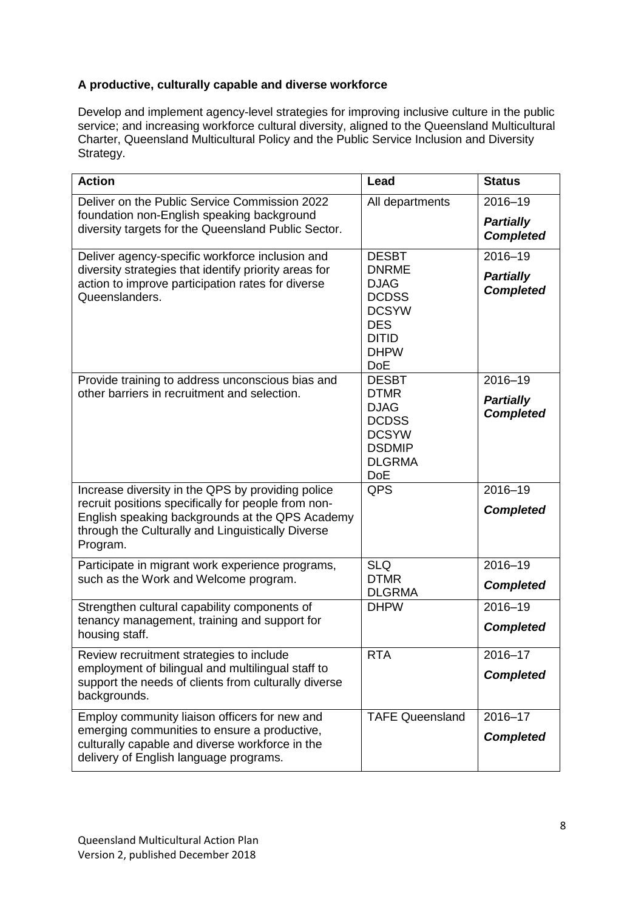**A productive, culturally capable and diverse workforce**

Develop and implement agency-level strategies for improving inclusive culture in the public service; and increasing workforce cultural diversity, aligned to the Queensland Multicultural Charter, Queensland Multicultural Policy and the Public Service Inclusion and Diversity Strategy.

| Action | Lead | Status |
|---|---|---|
| Deliver on the Public Service Commission 2022 foundation non-English speaking background diversity targets for the Queensland Public Sector. | All departments | 2016–19 ***Partially Completed*** |
| Deliver agency-specific workforce inclusion and diversity strategies that identify priority areas for action to improve participation rates for diverse Queenslanders. | DESBT DNRME DJAG DCDSS DCSYW DES DITID DHPW DoE | 2016–19 ***Partially Completed*** |
| Provide training to address unconscious bias and other barriers in recruitment and selection. | DESBT DTMR DJAG DCDSS DCSYW DSDMIP DLGRMA DoE | 2016–19 ***Partially Completed*** |
| Increase diversity in the QPS by providing police recruit positions specifically for people from non-English speaking backgrounds at the QPS Academy through the Culturally and Linguistically Diverse Program. | QPS | 2016–19 ***Completed*** |
| Participate in migrant work experience programs, such as the Work and Welcome program. | SLQ DTMR DLGRMA | 2016–19 ***Completed*** |
| Strengthen cultural capability components of tenancy management, training and support for housing staff. | DHPW | 2016–19 ***Completed*** |
| Review recruitment strategies to include employment of bilingual and multilingual staff to support the needs of clients from culturally diverse backgrounds. | RTA | 2016–17 ***Completed*** |
| Employ community liaison officers for new and emerging communities to ensure a productive, culturally capable and diverse workforce in the delivery of English language programs. | TAFE Queensland | 2016–17 ***Completed*** |

Queensland Multicultural Action Plan
Version 2, published December 2018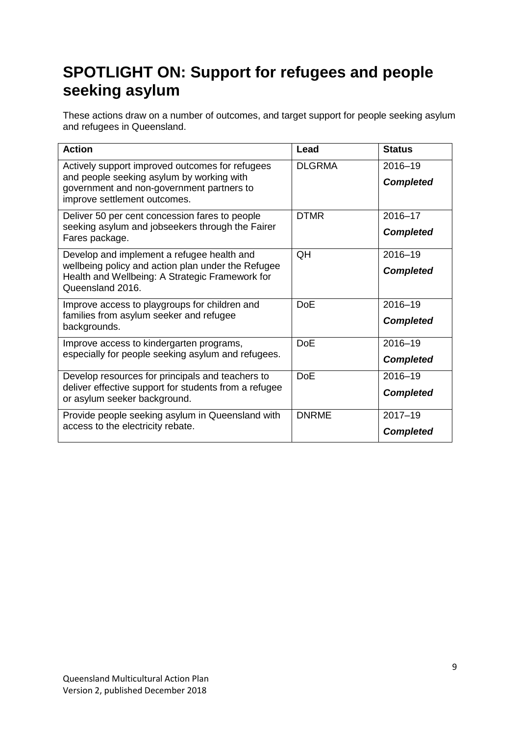# SPOTLIGHT ON: Support for refugees and people seeking asylum

These actions draw on a number of outcomes, and target support for people seeking asylum and refugees in Queensland.

| Action | Lead | Status |
|---|---|---|
| Actively support improved outcomes for refugees and people seeking asylum by working with government and non-government partners to improve settlement outcomes. | DLGRMA | 2016–19<br>***Completed*** |
| Deliver 50 per cent concession fares to people seeking asylum and jobseekers through the Fairer Fares package. | DTMR | 2016–17<br>***Completed*** |
| Develop and implement a refugee health and wellbeing policy and action plan under the Refugee Health and Wellbeing: A Strategic Framework for Queensland 2016. | QH | 2016–19<br>***Completed*** |
| Improve access to playgroups for children and families from asylum seeker and refugee backgrounds. | DoE | 2016–19<br>***Completed*** |
| Improve access to kindergarten programs, especially for people seeking asylum and refugees. | DoE | 2016–19<br>***Completed*** |
| Develop resources for principals and teachers to deliver effective support for students from a refugee or asylum seeker background. | DoE | 2016–19<br>***Completed*** |
| Provide people seeking asylum in Queensland with access to the electricity rebate. | DNRME | 2017–19<br>***Completed*** |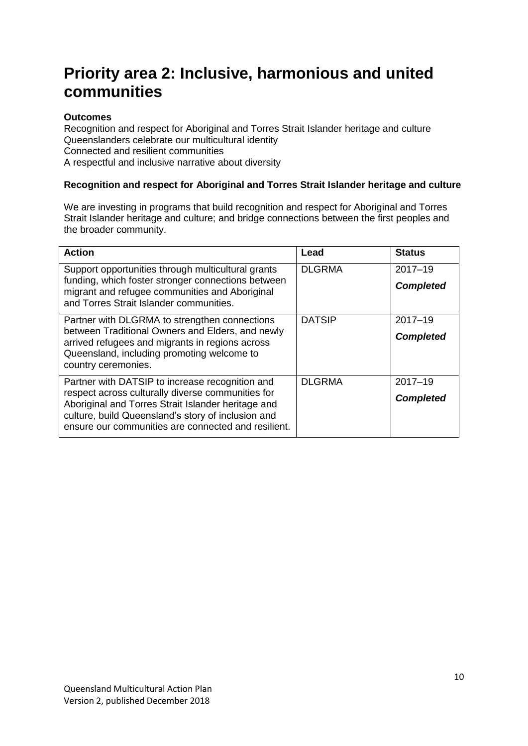# Priority area 2: Inclusive, harmonious and united communities

**Outcomes**

Recognition and respect for Aboriginal and Torres Strait Islander heritage and culture
Queenslanders celebrate our multicultural identity
Connected and resilient communities
A respectful and inclusive narrative about diversity

**Recognition and respect for Aboriginal and Torres Strait Islander heritage and culture**

We are investing in programs that build recognition and respect for Aboriginal and Torres Strait Islander heritage and culture; and bridge connections between the first peoples and the broader community.

| Action | Lead | Status |
|---|---|---|
| Support opportunities through multicultural grants funding, which foster stronger connections between migrant and refugee communities and Aboriginal and Torres Strait Islander communities. | DLGRMA | 2017–19 ***Completed*** |
| Partner with DLGRMA to strengthen connections between Traditional Owners and Elders, and newly arrived refugees and migrants in regions across Queensland, including promoting welcome to country ceremonies. | DATSIP | 2017–19 ***Completed*** |
| Partner with DATSIP to increase recognition and respect across culturally diverse communities for Aboriginal and Torres Strait Islander heritage and culture, build Queensland's story of inclusion and ensure our communities are connected and resilient. | DLGRMA | 2017–19 ***Completed*** |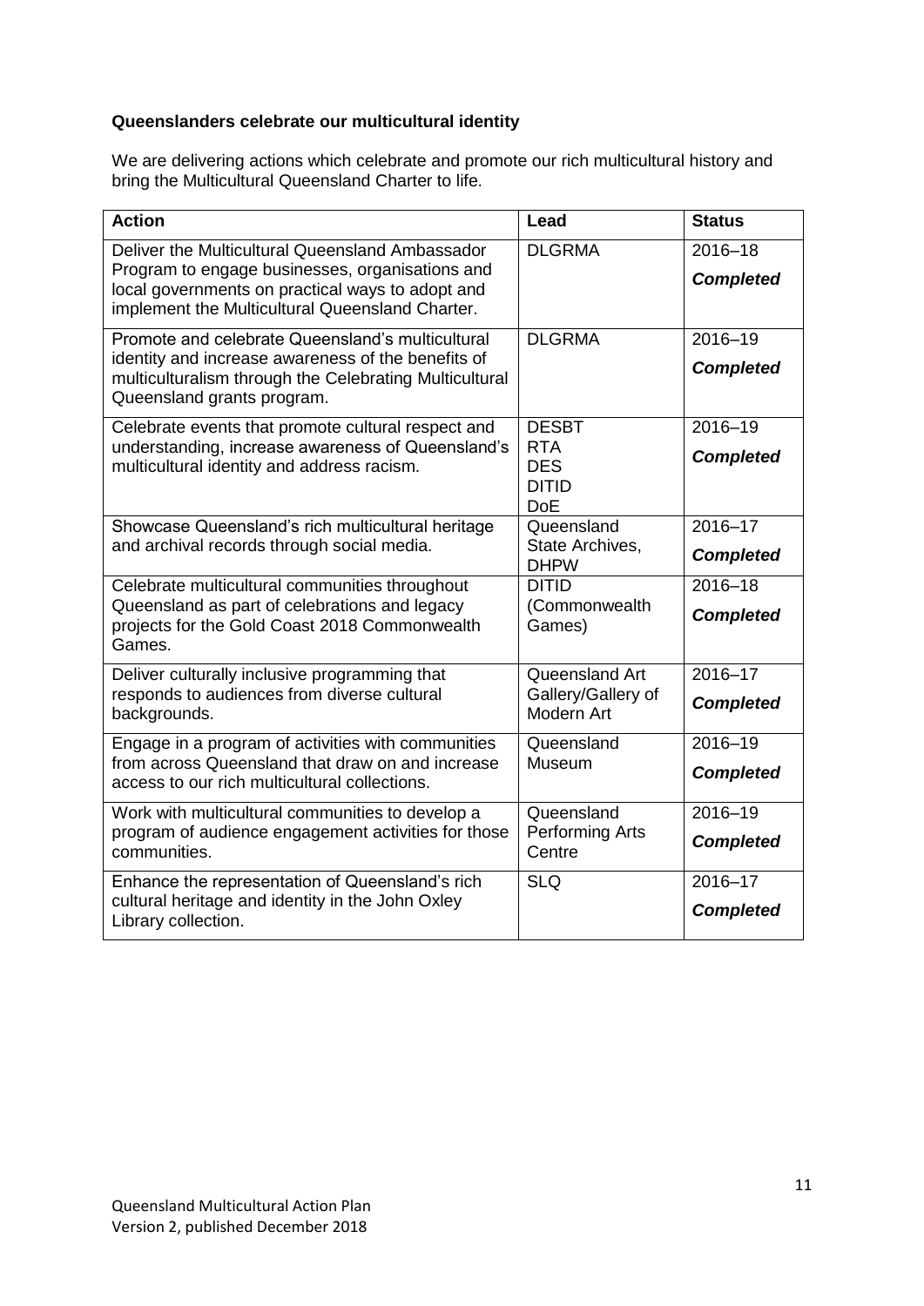**Queenslanders celebrate our multicultural identity**

We are delivering actions which celebrate and promote our rich multicultural history and bring the Multicultural Queensland Charter to life.

| Action | Lead | Status |
|---|---|---|
| Deliver the Multicultural Queensland Ambassador Program to engage businesses, organisations and local governments on practical ways to adopt and implement the Multicultural Queensland Charter. | DLGRMA | 2016–18 ***Completed*** |
| Promote and celebrate Queensland's multicultural identity and increase awareness of the benefits of multiculturalism through the Celebrating Multicultural Queensland grants program. | DLGRMA | 2016–19 ***Completed*** |
| Celebrate events that promote cultural respect and understanding, increase awareness of Queensland's multicultural identity and address racism. | DESBT RTA DES DITID DoE | 2016–19 ***Completed*** |
| Showcase Queensland's rich multicultural heritage and archival records through social media. | Queensland State Archives, DHPW | 2016–17 ***Completed*** |
| Celebrate multicultural communities throughout Queensland as part of celebrations and legacy projects for the Gold Coast 2018 Commonwealth Games. | DITID (Commonwealth Games) | 2016–18 ***Completed*** |
| Deliver culturally inclusive programming that responds to audiences from diverse cultural backgrounds. | Queensland Art Gallery/Gallery of Modern Art | 2016–17 ***Completed*** |
| Engage in a program of activities with communities from across Queensland that draw on and increase access to our rich multicultural collections. | Queensland Museum | 2016–19 ***Completed*** |
| Work with multicultural communities to develop a program of audience engagement activities for those communities. | Queensland Performing Arts Centre | 2016–19 ***Completed*** |
| Enhance the representation of Queensland's rich cultural heritage and identity in the John Oxley Library collection. | SLQ | 2016–17 ***Completed*** |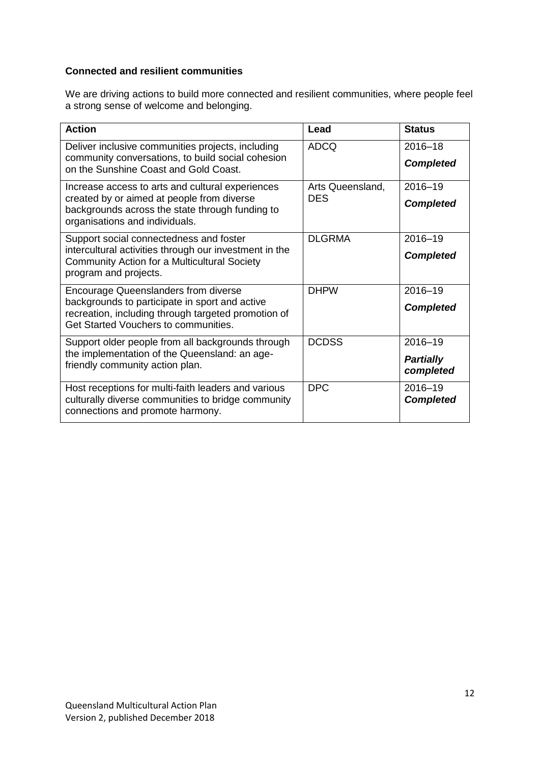**Connected and resilient communities**

We are driving actions to build more connected and resilient communities, where people feel a strong sense of welcome and belonging.

| Action | Lead | Status |
|---|---|---|
| Deliver inclusive communities projects, including community conversations, to build social cohesion on the Sunshine Coast and Gold Coast. | ADCQ | 2016–18 ***Completed*** |
| Increase access to arts and cultural experiences created by or aimed at people from diverse backgrounds across the state through funding to organisations and individuals. | Arts Queensland, DES | 2016–19 ***Completed*** |
| Support social connectedness and foster intercultural activities through our investment in the Community Action for a Multicultural Society program and projects. | DLGRMA | 2016–19 ***Completed*** |
| Encourage Queenslanders from diverse backgrounds to participate in sport and active recreation, including through targeted promotion of Get Started Vouchers to communities. | DHPW | 2016–19 ***Completed*** |
| Support older people from all backgrounds through the implementation of the Queensland: an age-friendly community action plan. | DCDSS | 2016–19 ***Partially completed*** |
| Host receptions for multi-faith leaders and various culturally diverse communities to bridge community connections and promote harmony. | DPC | 2016–19 ***Completed*** |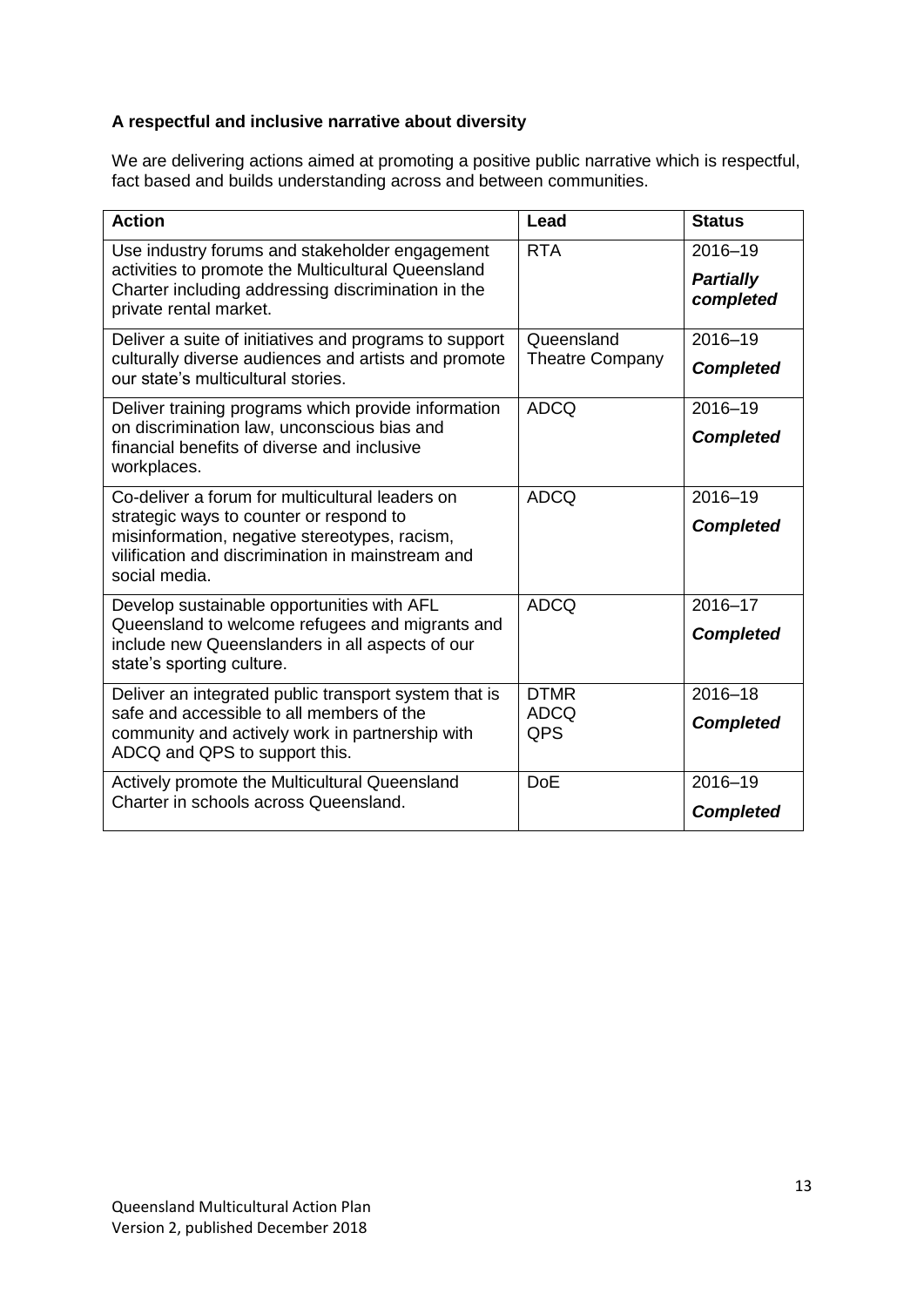**A respectful and inclusive narrative about diversity**

We are delivering actions aimed at promoting a positive public narrative which is respectful, fact based and builds understanding across and between communities.

| Action | Lead | Status |
|---|---|---|
| Use industry forums and stakeholder engagement activities to promote the Multicultural Queensland Charter including addressing discrimination in the private rental market. | RTA | 2016–19 ***Partially completed*** |
| Deliver a suite of initiatives and programs to support culturally diverse audiences and artists and promote our state's multicultural stories. | Queensland Theatre Company | 2016–19 ***Completed*** |
| Deliver training programs which provide information on discrimination law, unconscious bias and financial benefits of diverse and inclusive workplaces. | ADCQ | 2016–19 ***Completed*** |
| Co-deliver a forum for multicultural leaders on strategic ways to counter or respond to misinformation, negative stereotypes, racism, vilification and discrimination in mainstream and social media. | ADCQ | 2016–19 ***Completed*** |
| Develop sustainable opportunities with AFL Queensland to welcome refugees and migrants and include new Queenslanders in all aspects of our state's sporting culture. | ADCQ | 2016–17 ***Completed*** |
| Deliver an integrated public transport system that is safe and accessible to all members of the community and actively work in partnership with ADCQ and QPS to support this. | DTMR ADCQ QPS | 2016–18 ***Completed*** |
| Actively promote the Multicultural Queensland Charter in schools across Queensland. | DoE | 2016–19 ***Completed*** |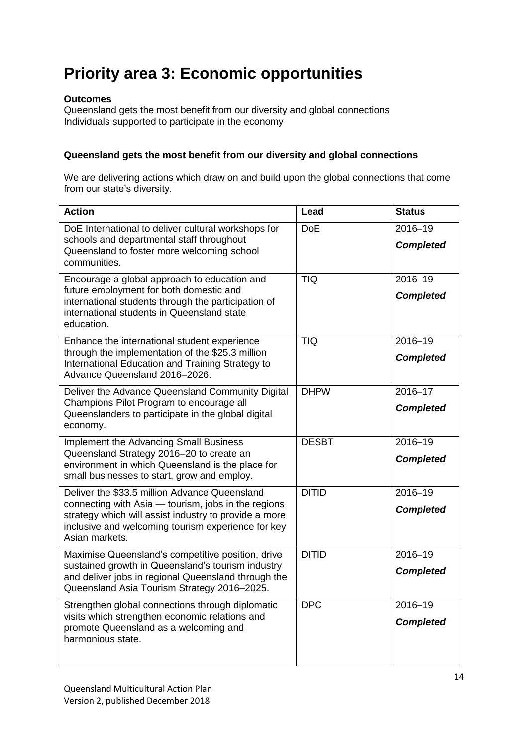# Priority area 3: Economic opportunities

**Outcomes**
Queensland gets the most benefit from our diversity and global connections
Individuals supported to participate in the economy

### Queensland gets the most benefit from our diversity and global connections

We are delivering actions which draw on and build upon the global connections that come from our state's diversity.

| Action | Lead | Status |
|---|---|---|
| DoE International to deliver cultural workshops for schools and departmental staff throughout Queensland to foster more welcoming school communities. | DoE | 2016–19 ***Completed*** |
| Encourage a global approach to education and future employment for both domestic and international students through the participation of international students in Queensland state education. | TIQ | 2016–19 ***Completed*** |
| Enhance the international student experience through the implementation of the $25.3 million International Education and Training Strategy to Advance Queensland 2016–2026. | TIQ | 2016–19 ***Completed*** |
| Deliver the Advance Queensland Community Digital Champions Pilot Program to encourage all Queenslanders to participate in the global digital economy. | DHPW | 2016–17 ***Completed*** |
| Implement the Advancing Small Business Queensland Strategy 2016–20 to create an environment in which Queensland is the place for small businesses to start, grow and employ. | DESBT | 2016–19 ***Completed*** |
| Deliver the $33.5 million Advance Queensland connecting with Asia — tourism, jobs in the regions strategy which will assist industry to provide a more inclusive and welcoming tourism experience for key Asian markets. | DITID | 2016–19 ***Completed*** |
| Maximise Queensland's competitive position, drive sustained growth in Queensland's tourism industry and deliver jobs in regional Queensland through the Queensland Asia Tourism Strategy 2016–2025. | DITID | 2016–19 ***Completed*** |
| Strengthen global connections through diplomatic visits which strengthen economic relations and promote Queensland as a welcoming and harmonious state. | DPC | 2016–19 ***Completed*** |

Queensland Multicultural Action Plan
Version 2, published December 2018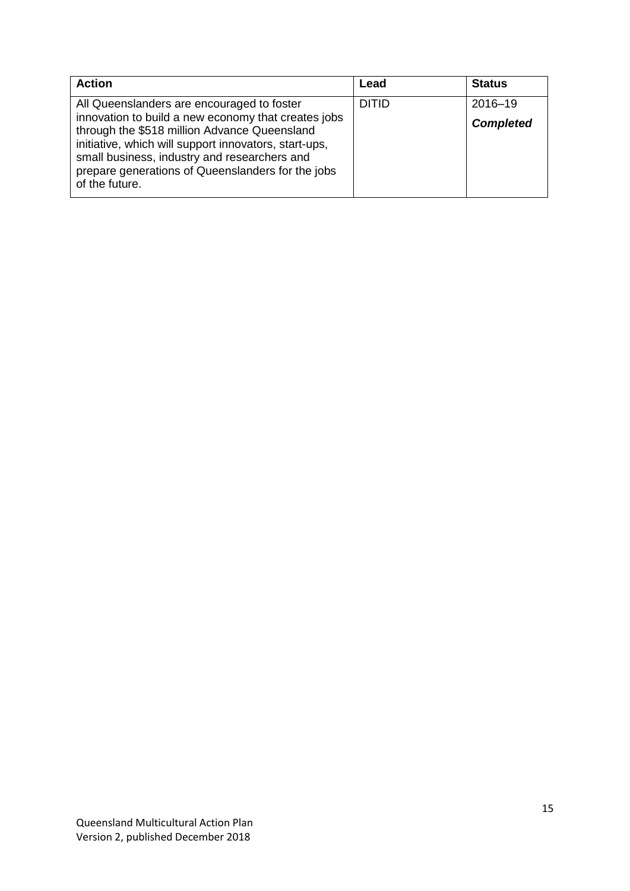| Action | Lead | Status |
|---|---|---|
| All Queenslanders are encouraged to foster innovation to build a new economy that creates jobs through the $518 million Advance Queensland initiative, which will support innovators, start-ups, small business, industry and researchers and prepare generations of Queenslanders for the jobs of the future. | DITID | 2016–19 ***Completed*** |

Queensland Multicultural Action Plan
Version 2, published December 2018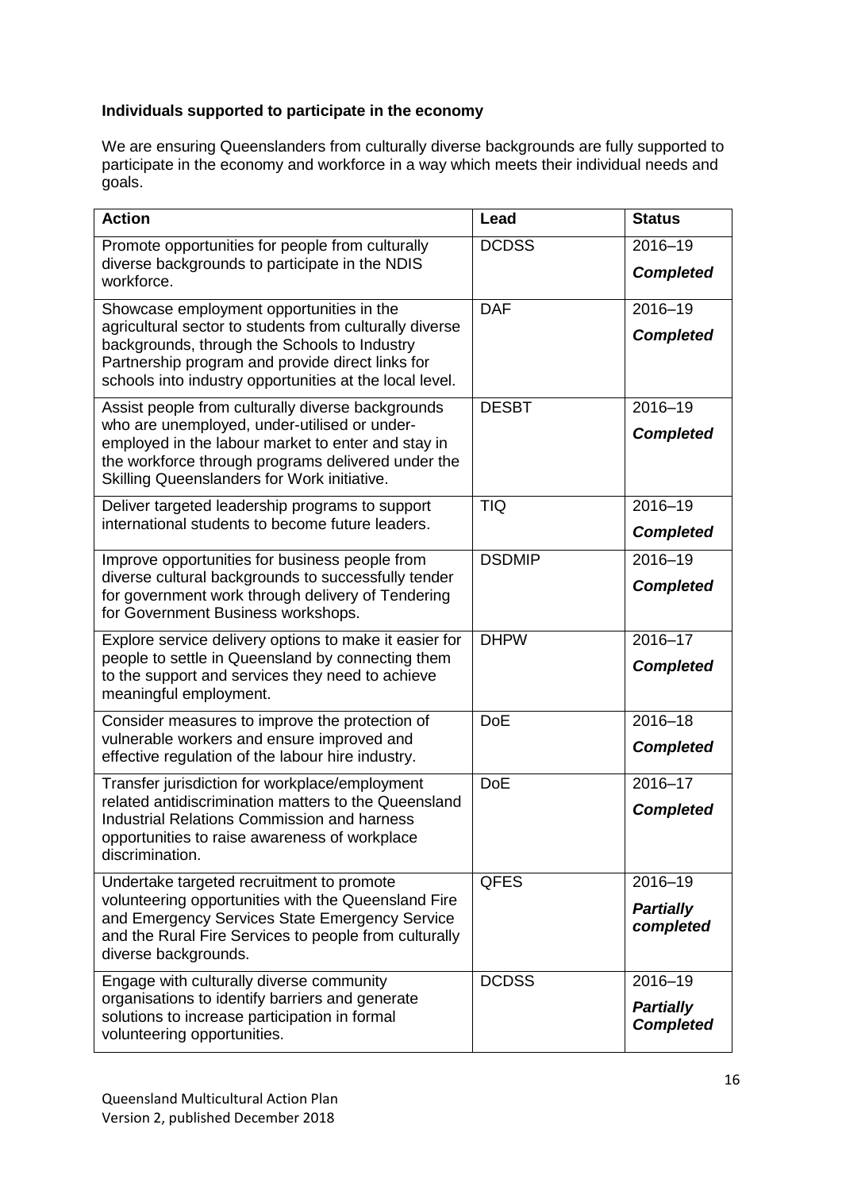**Individuals supported to participate in the economy**

We are ensuring Queenslanders from culturally diverse backgrounds are fully supported to participate in the economy and workforce in a way which meets their individual needs and goals.

| Action | Lead | Status |
|---|---|---|
| Promote opportunities for people from culturally diverse backgrounds to participate in the NDIS workforce. | DCDSS | 2016–19 ***Completed*** |
| Showcase employment opportunities in the agricultural sector to students from culturally diverse backgrounds, through the Schools to Industry Partnership program and provide direct links for schools into industry opportunities at the local level. | DAF | 2016–19 ***Completed*** |
| Assist people from culturally diverse backgrounds who are unemployed, under-utilised or under-employed in the labour market to enter and stay in the workforce through programs delivered under the Skilling Queenslanders for Work initiative. | DESBT | 2016–19 ***Completed*** |
| Deliver targeted leadership programs to support international students to become future leaders. | TIQ | 2016–19 ***Completed*** |
| Improve opportunities for business people from diverse cultural backgrounds to successfully tender for government work through delivery of Tendering for Government Business workshops. | DSDMIP | 2016–19 ***Completed*** |
| Explore service delivery options to make it easier for people to settle in Queensland by connecting them to the support and services they need to achieve meaningful employment. | DHPW | 2016–17 ***Completed*** |
| Consider measures to improve the protection of vulnerable workers and ensure improved and effective regulation of the labour hire industry. | DoE | 2016–18 ***Completed*** |
| Transfer jurisdiction for workplace/employment related antidiscrimination matters to the Queensland Industrial Relations Commission and harness opportunities to raise awareness of workplace discrimination. | DoE | 2016–17 ***Completed*** |
| Undertake targeted recruitment to promote volunteering opportunities with the Queensland Fire and Emergency Services State Emergency Service and the Rural Fire Services to people from culturally diverse backgrounds. | QFES | 2016–19 ***Partially completed*** |
| Engage with culturally diverse community organisations to identify barriers and generate solutions to increase participation in formal volunteering opportunities. | DCDSS | 2016–19 ***Partially Completed*** |

Queensland Multicultural Action Plan
Version 2, published December 2018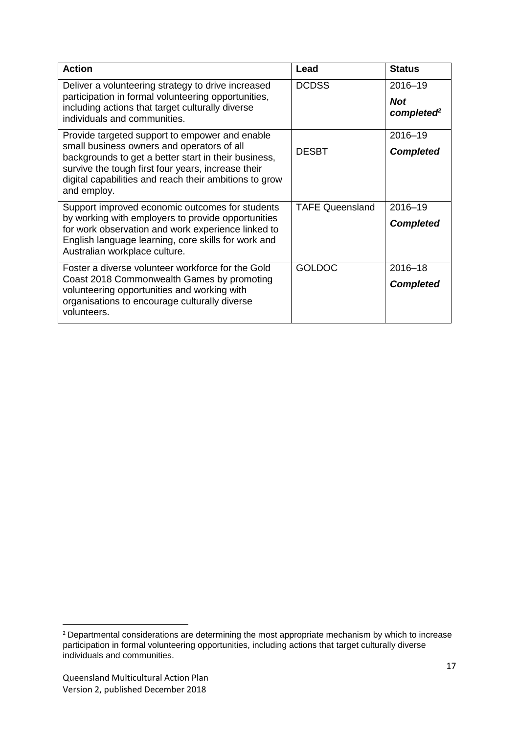| Action | Lead | Status |
| --- | --- | --- |
| Deliver a volunteering strategy to drive increased participation in formal volunteering opportunities, including actions that target culturally diverse individuals and communities. | DCDSS | 2016–19 ***Not completed***[2] |
| Provide targeted support to empower and enable small business owners and operators of all backgrounds to get a better start in their business, survive the tough first four years, increase their digital capabilities and reach their ambitions to grow and employ. | DESBT | 2016–19 ***Completed*** |
| Support improved economic outcomes for students by working with employers to provide opportunities for work observation and work experience linked to English language learning, core skills for work and Australian workplace culture. | TAFE Queensland | 2016–19 ***Completed*** |
| Foster a diverse volunteer workforce for the Gold Coast 2018 Commonwealth Games by promoting volunteering opportunities and working with organisations to encourage culturally diverse volunteers. | GOLDOC | 2016–18 ***Completed*** |

[2] Departmental considerations are determining the most appropriate mechanism by which to increase participation in formal volunteering opportunities, including actions that target culturally diverse individuals and communities.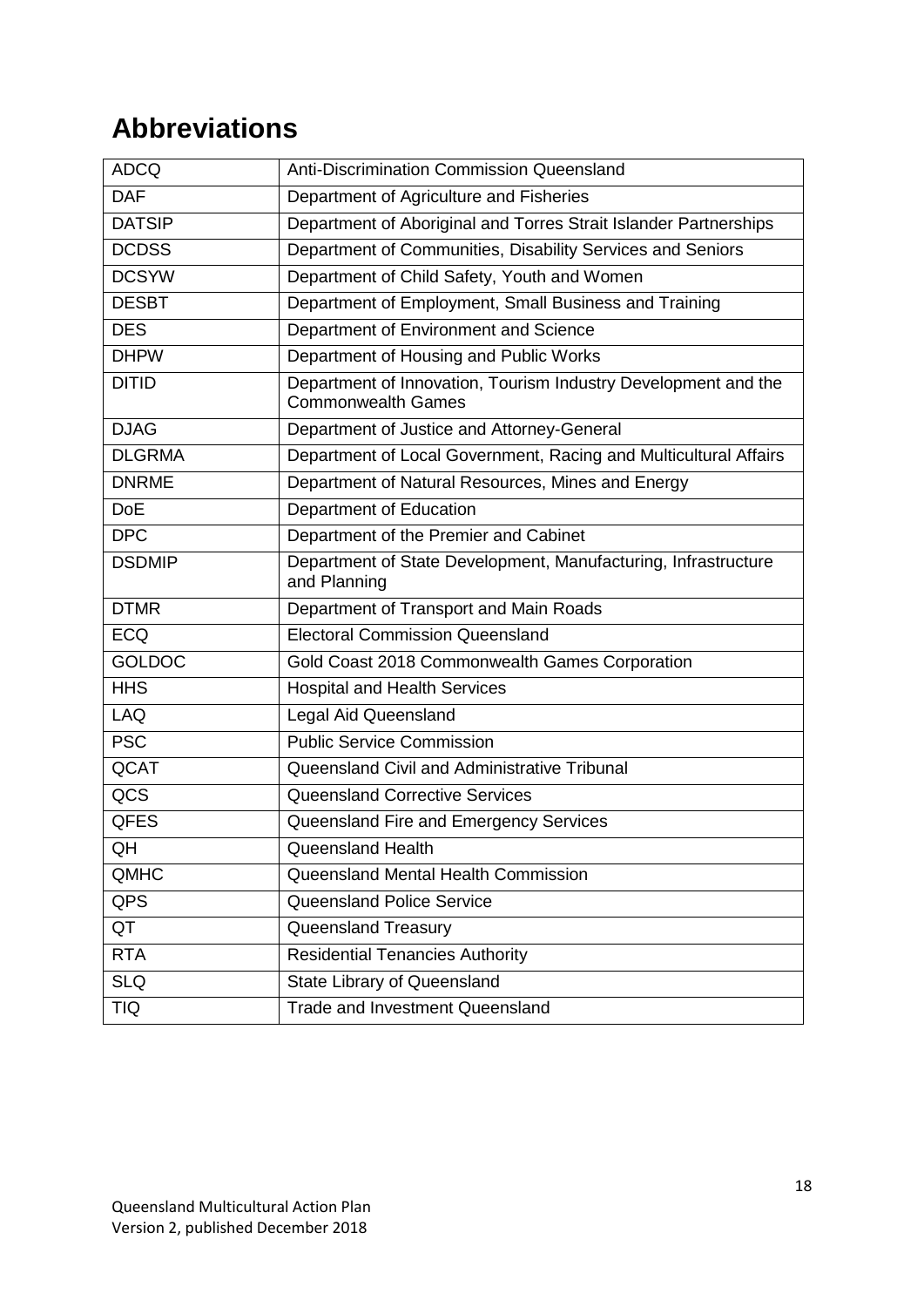# Abbreviations

| | |
|---|---|
| ADCQ | Anti-Discrimination Commission Queensland |
| DAF | Department of Agriculture and Fisheries |
| DATSIP | Department of Aboriginal and Torres Strait Islander Partnerships |
| DCDSS | Department of Communities, Disability Services and Seniors |
| DCSYW | Department of Child Safety, Youth and Women |
| DESBT | Department of Employment, Small Business and Training |
| DES | Department of Environment and Science |
| DHPW | Department of Housing and Public Works |
| DITID | Department of Innovation, Tourism Industry Development and the Commonwealth Games |
| DJAG | Department of Justice and Attorney-General |
| DLGRMA | Department of Local Government, Racing and Multicultural Affairs |
| DNRME | Department of Natural Resources, Mines and Energy |
| DoE | Department of Education |
| DPC | Department of the Premier and Cabinet |
| DSDMIP | Department of State Development, Manufacturing, Infrastructure and Planning |
| DTMR | Department of Transport and Main Roads |
| ECQ | Electoral Commission Queensland |
| GOLDOC | Gold Coast 2018 Commonwealth Games Corporation |
| HHS | Hospital and Health Services |
| LAQ | Legal Aid Queensland |
| PSC | Public Service Commission |
| QCAT | Queensland Civil and Administrative Tribunal |
| QCS | Queensland Corrective Services |
| QFES | Queensland Fire and Emergency Services |
| QH | Queensland Health |
| QMHC | Queensland Mental Health Commission |
| QPS | Queensland Police Service |
| QT | Queensland Treasury |
| RTA | Residential Tenancies Authority |
| SLQ | State Library of Queensland |
| TIQ | Trade and Investment Queensland |

Queensland Multicultural Action Plan
Version 2, published December 2018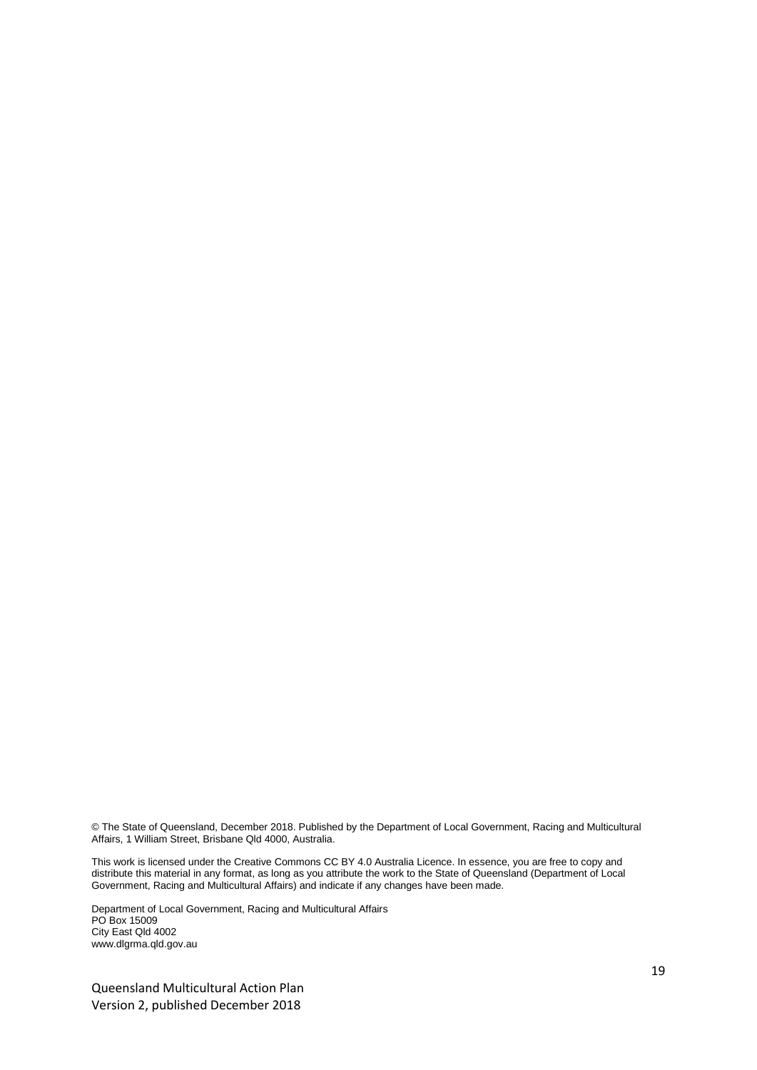© The State of Queensland, December 2018. Published by the Department of Local Government, Racing and Multicultural Affairs, 1 William Street, Brisbane Qld 4000, Australia.

This work is licensed under the Creative Commons CC BY 4.0 Australia Licence. In essence, you are free to copy and distribute this material in any format, as long as you attribute the work to the State of Queensland (Department of Local Government, Racing and Multicultural Affairs) and indicate if any changes have been made.

Department of Local Government, Racing and Multicultural Affairs
PO Box 15009
City East Qld 4002
www.dlgrma.qld.gov.au